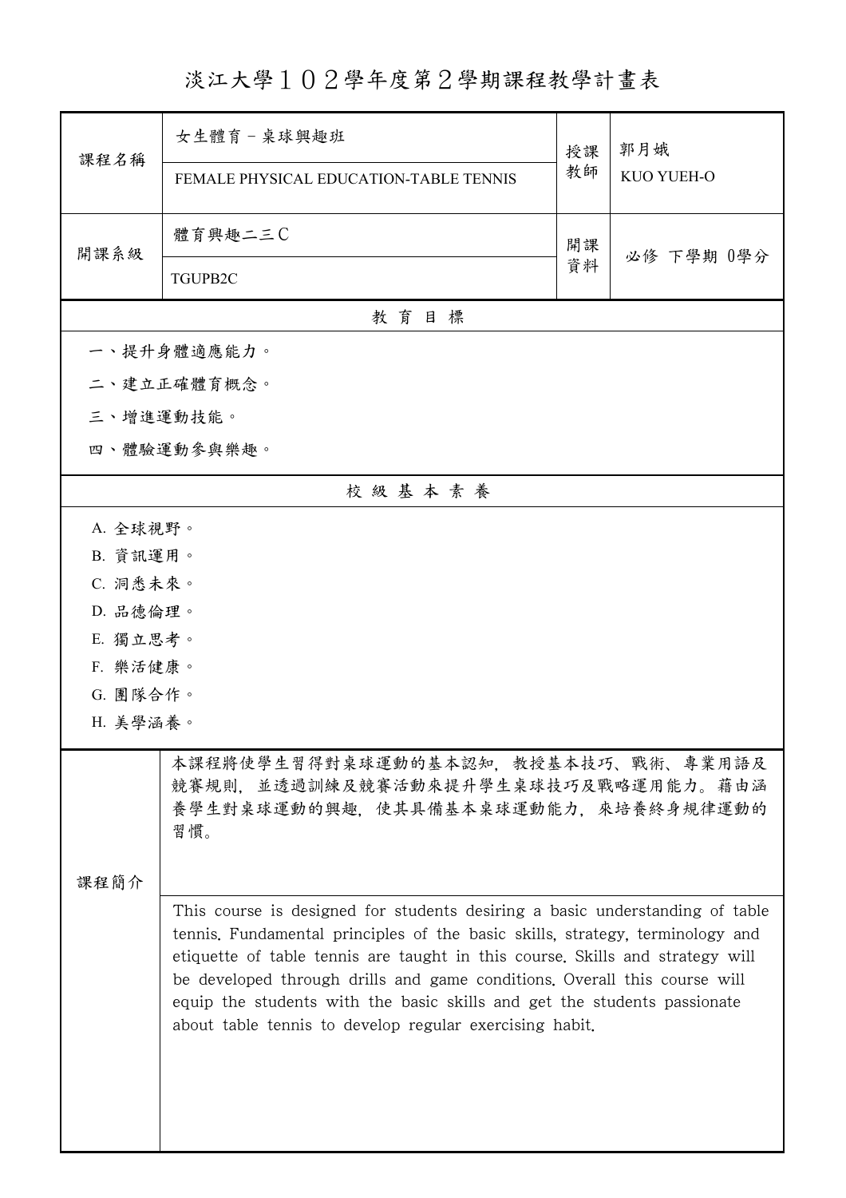# 淡江大學１０２學年度第２學期課程教學計畫表

| 課程名稱 | 女生體育－桌球興趣班 | 授課教師 | 郭月娥 |
|---|---|---|---|
| | FEMALE PHYSICAL EDUCATION-TABLE TENNIS | | KUO YUEH-O |
| 開課系級 | 體育興趣二三Ｃ | 開課資料 | 必修 下學期 0學分 |
| | TGUPB2C | | |

## 教育目標

一、提升身體適應能力。

二、建立正確體育概念。

三、增進運動技能。

四、體驗運動參與樂趣。

## 校級基本素養

A. 全球視野。

B. 資訊運用。

C. 洞悉未來。

D. 品德倫理。

E. 獨立思考。

F. 樂活健康。

G. 團隊合作。

H. 美學涵養。

## 課程簡介

本課程將使學生習得對桌球運動的基本認知，教授基本技巧、戰術、專業用語及競賽規則，並透過訓練及競賽活動來提升學生桌球技巧及戰略運用能力。藉由涵養學生對桌球運動的興趣，使其具備基本桌球運動能力，來培養終身規律運動的習慣。

This course is designed for students desiring a basic understanding of table tennis. Fundamental principles of the basic skills, strategy, terminology and etiquette of table tennis are taught in this course. Skills and strategy will be developed through drills and game conditions. Overall this course will equip the students with the basic skills and get the students passionate about table tennis to develop regular exercising habit.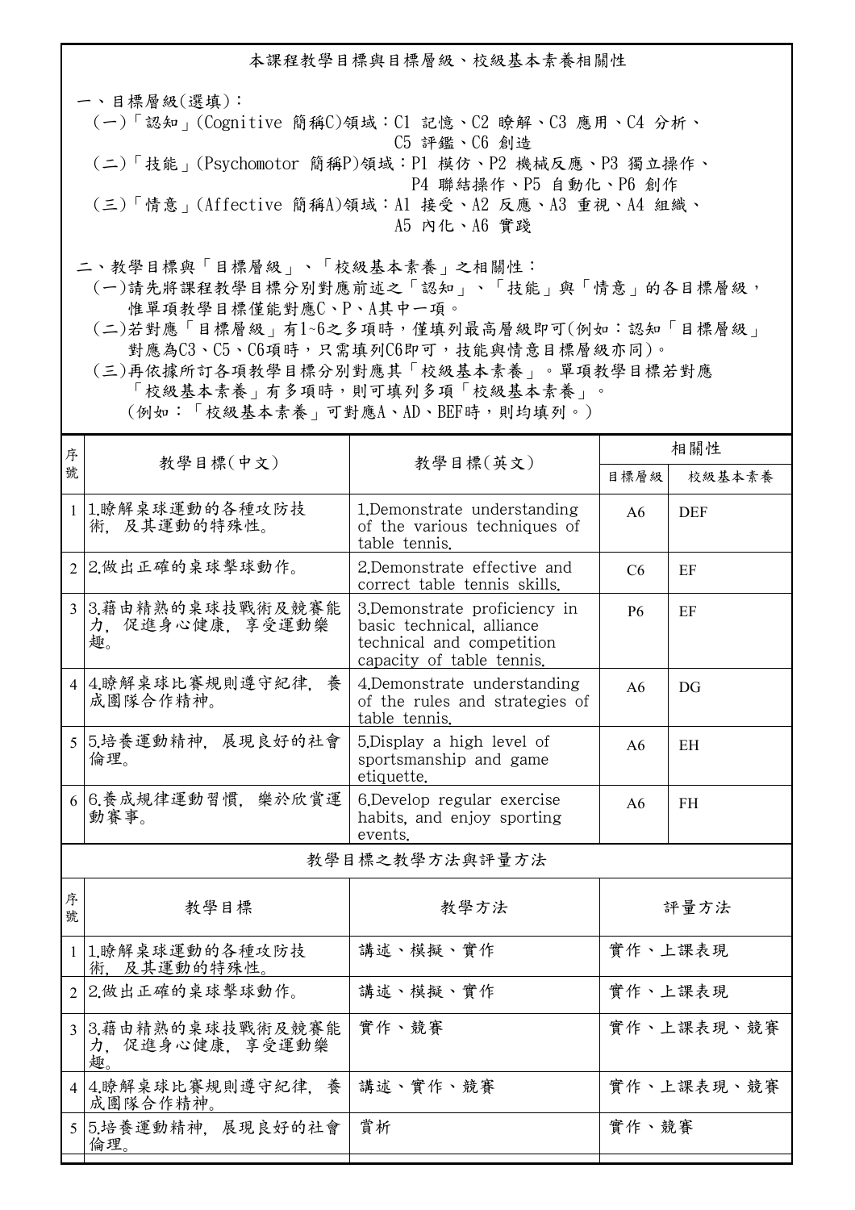本課程教學目標與目標層級、校級基本素養相關性

一、目標層級(選填)：

(一)「認知」(Cognitive 簡稱C)領域：C1 記憶、C2 瞭解、C3 應用、C4 分析、C5 評鑑、C6 創造

(二)「技能」(Psychomotor 簡稱P)領域：P1 模仿、P2 機械反應、P3 獨立操作、P4 聯結操作、P5 自動化、P6 創作

(三)「情意」(Affective 簡稱A)領域：A1 接受、A2 反應、A3 重視、A4 組織、A5 內化、A6 實踐

二、教學目標與「目標層級」、「校級基本素養」之相關性：

(一)請先將課程教學目標分別對應前述之「認知」、「技能」與「情意」的各目標層級，惟單項教學目標僅能對應C、P、A其中一項。

(二)若對應「目標層級」有1~6之多項時，僅填列最高層級即可(例如：認知「目標層級」對應為C3、C5、C6項時，只需填列C6即可，技能與情意目標層級亦同)。

(三)再依據所訂各項教學目標分別對應其「校級基本素養」。單項教學目標若對應「校級基本素養」有多項時，則可填列多項「校級基本素養」。(例如：「校級基本素養」可對應A、AD、BEF時，則均填列。)

| 序號 | 教學目標(中文) | 教學目標(英文) | 相關性 | |
|---|---|---|---|---|
| | | | 目標層級 | 校級基本素養 |
| 1 | 1.瞭解桌球運動的各種攻防技術，及其運動的特殊性。 | 1.Demonstrate understanding of the various techniques of table tennis. | A6 | DEF |
| 2 | 2.做出正確的桌球擊球動作。 | 2.Demonstrate effective and correct table tennis skills. | C6 | EF |
| 3 | 3.藉由精熟的桌球技戰術及競賽能力，促進身心健康，享受運動樂趣。 | 3.Demonstrate proficiency in basic technical, alliance technical and competition capacity of table tennis. | P6 | EF |
| 4 | 4.瞭解桌球比賽規則遵守紀律，養成團隊合作精神。 | 4.Demonstrate understanding of the rules and strategies of table tennis. | A6 | DG |
| 5 | 5.培養運動精神，展現良好的社會倫理。 | 5.Display a high level of sportsmanship and game etiquette. | A6 | EH |
| 6 | 6.養成規律運動習慣，樂於欣賞運動賽事。 | 6.Develop regular exercise habits, and enjoy sporting events. | A6 | FH |

教學目標之教學方法與評量方法

| 序號 | 教學目標 | 教學方法 | 評量方法 |
|---|---|---|---|
| 1 | 1.瞭解桌球運動的各種攻防技術，及其運動的特殊性。 | 講述、模擬、實作 | 實作、上課表現 |
| 2 | 2.做出正確的桌球擊球動作。 | 講述、模擬、實作 | 實作、上課表現 |
| 3 | 3.藉由精熟的桌球技戰術及競賽能力，促進身心健康，享受運動樂趣。 | 實作、競賽 | 實作、上課表現、競賽 |
| 4 | 4.瞭解桌球比賽規則遵守紀律，養成團隊合作精神。 | 講述、實作、競賽 | 實作、上課表現、競賽 |
| 5 | 5.培養運動精神，展現良好的社會倫理。 | 賞析 | 實作、競賽 |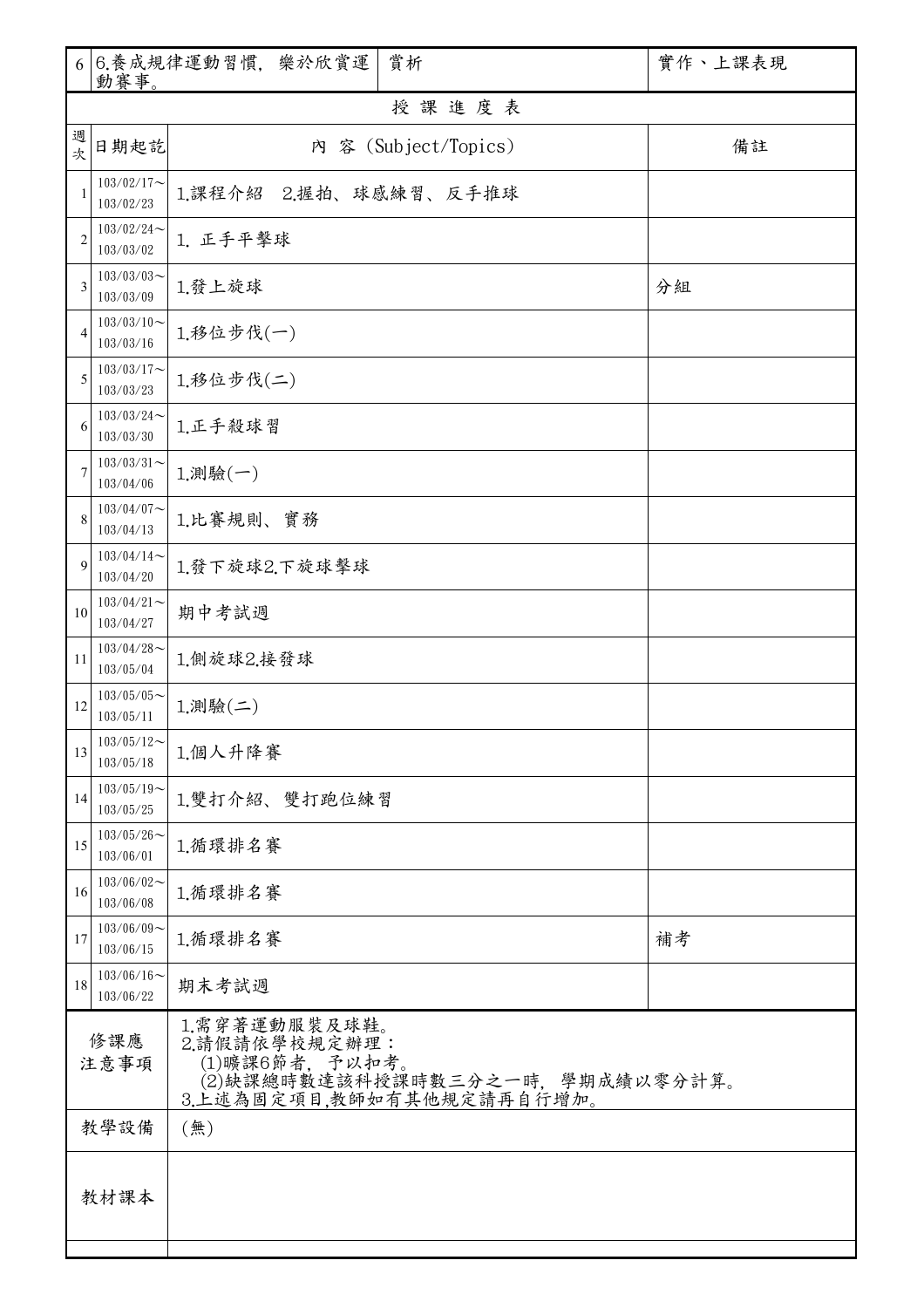| 6 | 6.養成規律運動習慣，樂於欣賞運動賽事。 | 賞析 | 實作、上課表現 |
|---|---|---|---|

| 授課進度表 | | | |
|---|---|---|---|
| 週次 | 日期起訖 | 內 容 (Subject/Topics) | 備註 |
| 1 | 103/02/17～103/02/23 | 1.課程介紹 2.握拍、球感練習、反手推球 | |
| 2 | 103/02/24～103/03/02 | 1. 正手平擊球 | |
| 3 | 103/03/03～103/03/09 | 1.發上旋球 | 分組 |
| 4 | 103/03/10～103/03/16 | 1.移位步伐(一) | |
| 5 | 103/03/17～103/03/23 | 1.移位步伐(二) | |
| 6 | 103/03/24～103/03/30 | 1.正手殺球習 | |
| 7 | 103/03/31～103/04/06 | 1.測驗(一) | |
| 8 | 103/04/07～103/04/13 | 1.比賽規則、實務 | |
| 9 | 103/04/14～103/04/20 | 1.發下旋球2.下旋球擊球 | |
| 10 | 103/04/21～103/04/27 | 期中考試週 | |
| 11 | 103/04/28～103/05/04 | 1.側旋球2.接發球 | |
| 12 | 103/05/05～103/05/11 | 1.測驗(二) | |
| 13 | 103/05/12～103/05/18 | 1.個人升降賽 | |
| 14 | 103/05/19～103/05/25 | 1.雙打介紹、雙打跑位練習 | |
| 15 | 103/05/26～103/06/01 | 1.循環排名賽 | |
| 16 | 103/06/02～103/06/08 | 1.循環排名賽 | |
| 17 | 103/06/09～103/06/15 | 1.循環排名賽 | 補考 |
| 18 | 103/06/16～103/06/22 | 期末考試週 | |

| | |
|---|---|
| 修課應注意事項 | 1.需穿著運動服裝及球鞋。<br>2.請假請依學校規定辦理：<br>(1)曠課6節者，予以扣考。<br>(2)缺課總時數達該科授課時數三分之一時，學期成績以零分計算。<br>3.上述為固定項目,教師如有其他規定請再自行增加。 |
| 教學設備 | (無) |
| 教材課本 | |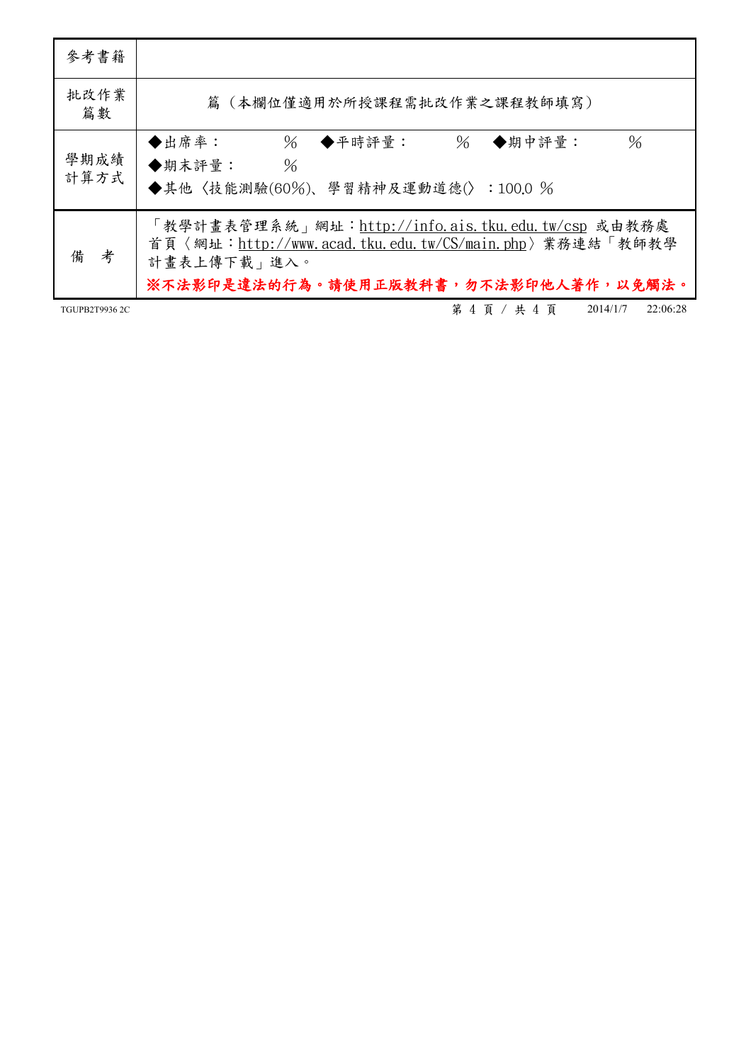| | |
|---|---|
| 參考書籍 | |
| 批改作業篇數 | 篇（本欄位僅適用於所授課程需批改作業之課程教師填寫） |
| 學期成績計算方式 | ◆出席率：　　％　◆平時評量：　　％　◆期中評量：　　％<br>◆期末評量：　　％<br>◆其他〈技能測驗(60%)、學習精神及運動道德()〉：100.0 ％ |
| 備　考 | 「教學計畫表管理系統」網址：http://info.ais.tku.edu.tw/csp 或由教務處首頁〈網址：http://www.acad.tku.edu.tw/CS/main.php〉業務連結「教師教學計畫表上傳下載」進入。<br>**※不法影印是違法的行為。請使用正版教科書，勿不法影印他人著作，以免觸法。** |

TGUPB2T9936 2C　　2014/1/7　22:06:28